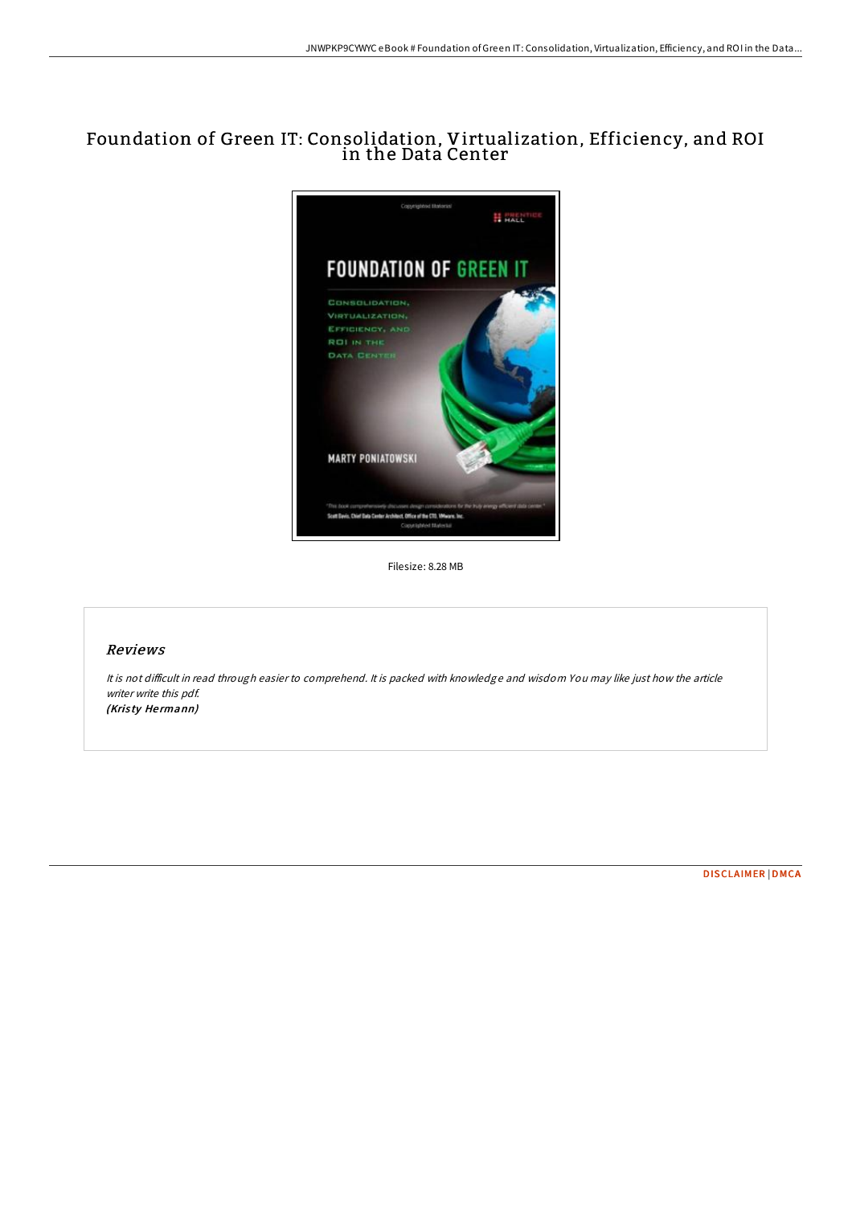# Foundation of Green IT: Consolidation, Virtualization, Efficiency, and ROI in the Data Center

Filesize: 8.28 MB

## *Reviews*

*It is not difficult in read through easier to comprehend. It is packed with knowledge and wisdom You may like just how the article writer write this pdf.*
***(Kristy Hermann)***

DISCLAIMER | DMCA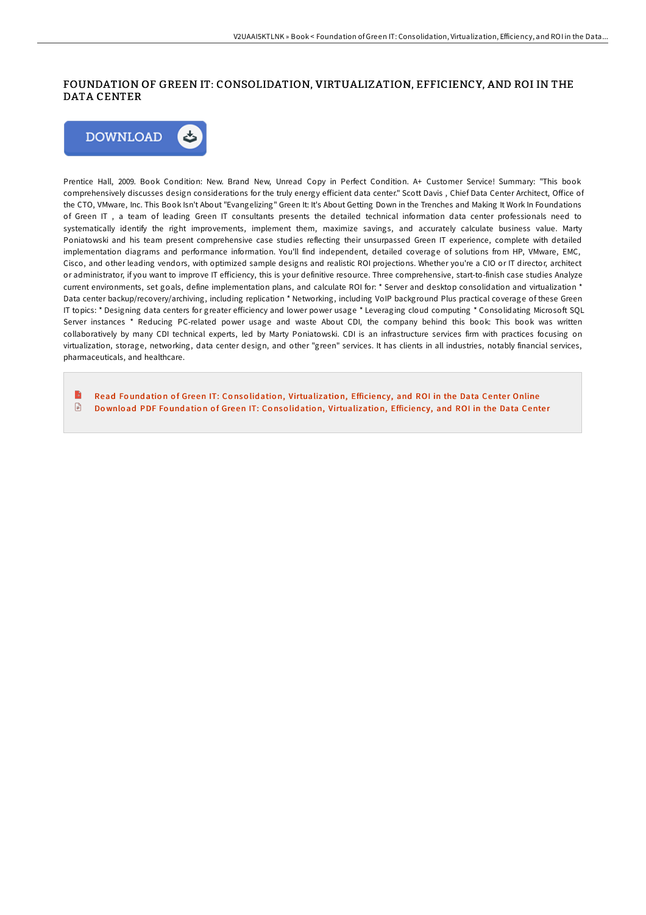# FOUNDATION OF GREEN IT: CONSOLIDATION, VIRTUALIZATION, EFFICIENCY, AND ROI IN THE DATA CENTER

DOWNLOAD

Prentice Hall, 2009. Book Condition: New. Brand New, Unread Copy in Perfect Condition. A+ Customer Service! Summary: "This book comprehensively discusses design considerations for the truly energy efficient data center." Scott Davis , Chief Data Center Architect, Office of the CTO, VMware, Inc. This Book Isn't About "Evangelizing" Green It: It's About Getting Down in the Trenches and Making It Work In Foundations of Green IT , a team of leading Green IT consultants presents the detailed technical information data center professionals need to systematically identify the right improvements, implement them, maximize savings, and accurately calculate business value. Marty Poniatowski and his team present comprehensive case studies reflecting their unsurpassed Green IT experience, complete with detailed implementation diagrams and performance information. You'll find independent, detailed coverage of solutions from HP, VMware, EMC, Cisco, and other leading vendors, with optimized sample designs and realistic ROI projections. Whether you're a CIO or IT director, architect or administrator, if you want to improve IT efficiency, this is your definitive resource. Three comprehensive, start-to-finish case studies Analyze current environments, set goals, define implementation plans, and calculate ROI for: * Server and desktop consolidation and virtualization * Data center backup/recovery/archiving, including replication * Networking, including VoIP background Plus practical coverage of these Green IT topics: * Designing data centers for greater efficiency and lower power usage * Leveraging cloud computing * Consolidating Microsoft SQL Server instances * Reducing PC-related power usage and waste About CDI, the company behind this book: This book was written collaboratively by many CDI technical experts, led by Marty Poniatowski. CDI is an infrastructure services firm with practices focusing on virtualization, storage, networking, data center design, and other "green" services. It has clients in all industries, notably financial services, pharmaceuticals, and healthcare.

- Read Foundation of Green IT: Consolidation, Virtualization, Efficiency, and ROI in the Data Center Online
- Download PDF Foundation of Green IT: Consolidation, Virtualization, Efficiency, and ROI in the Data Center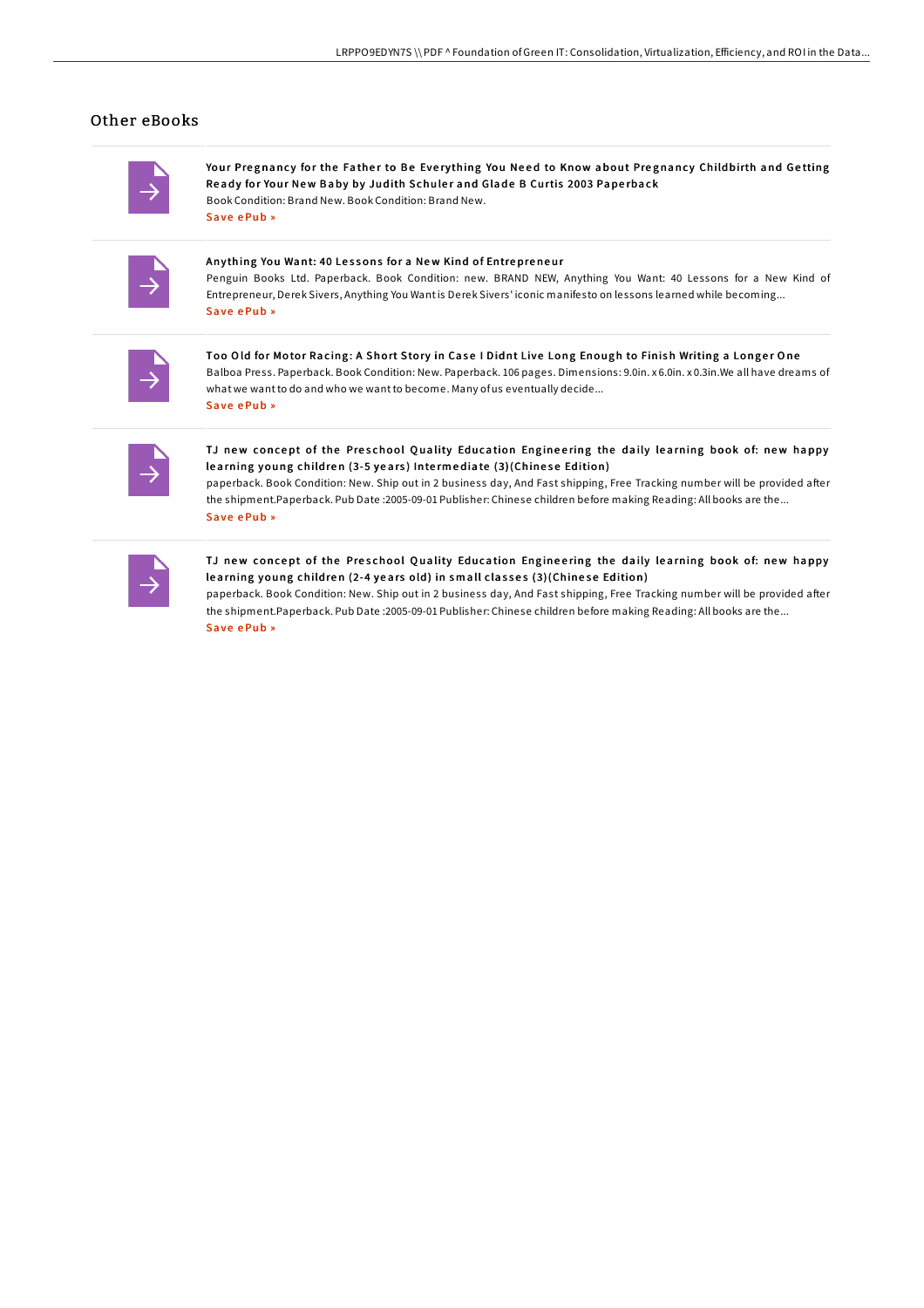## Other eBooks

**Your Pregnancy for the Father to Be Everything You Need to Know about Pregnancy Childbirth and Getting Ready for Your New Baby by Judith Schuler and Glade B Curtis 2003 Paperback**

Book Condition: Brand New. Book Condition: Brand New.

Save ePub »

**Anything You Want: 40 Lessons for a New Kind of Entrepreneur**

Penguin Books Ltd. Paperback. Book Condition: new. BRAND NEW, Anything You Want: 40 Lessons for a New Kind of Entrepreneur, Derek Sivers, Anything You Want is Derek Sivers' iconic manifesto on lessons learned while becoming...

Save ePub »

**Too Old for Motor Racing: A Short Story in Case I Didnt Live Long Enough to Finish Writing a Longer One**

Balboa Press. Paperback. Book Condition: New. Paperback. 106 pages. Dimensions: 9.0in. x 6.0in. x 0.3in.We all have dreams of what we want to do and who we want to become. Many of us eventually decide...

Save ePub »

**TJ new concept of the Preschool Quality Education Engineering the daily learning book of: new happy learning young children (3-5 years) Intermediate (3)(Chinese Edition)**

paperback. Book Condition: New. Ship out in 2 business day, And Fast shipping, Free Tracking number will be provided after the shipment.Paperback. Pub Date :2005-09-01 Publisher: Chinese children before making Reading: All books are the...

Save ePub »

**TJ new concept of the Preschool Quality Education Engineering the daily learning book of: new happy learning young children (2-4 years old) in small classes (3)(Chinese Edition)**

paperback. Book Condition: New. Ship out in 2 business day, And Fast shipping, Free Tracking number will be provided after the shipment.Paperback. Pub Date :2005-09-01 Publisher: Chinese children before making Reading: All books are the...

Save ePub »